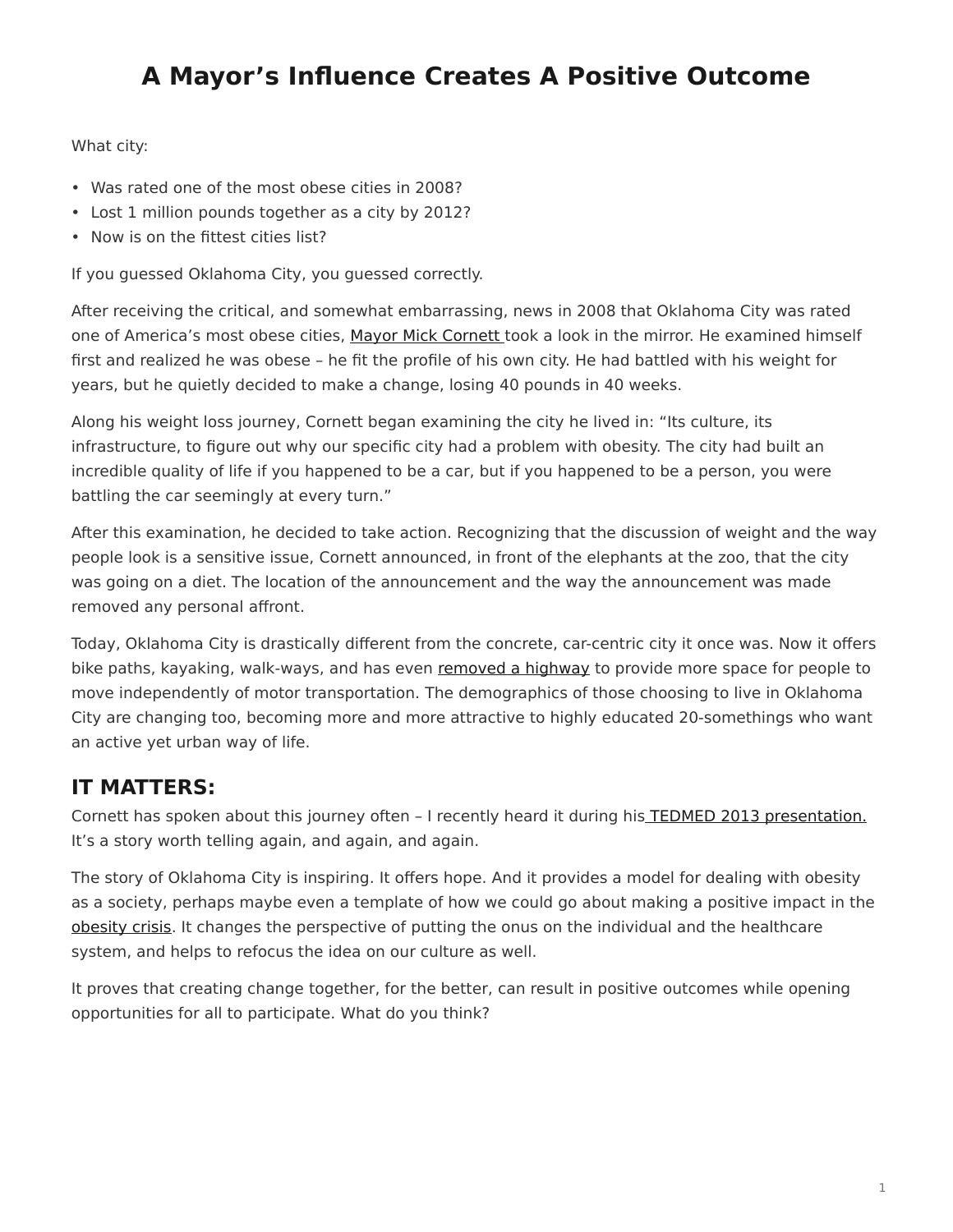# A Mayor's Influence Creates A Positive Outcome

What city:

- Was rated one of the most obese cities in 2008?
- Lost 1 million pounds together as a city by 2012?
- Now is on the fittest cities list?

If you guessed Oklahoma City, you guessed correctly.

After receiving the critical, and somewhat embarrassing, news in 2008 that Oklahoma City was rated one of America's most obese cities, Mayor Mick Cornett took a look in the mirror. He examined himself first and realized he was obese – he fit the profile of his own city. He had battled with his weight for years, but he quietly decided to make a change, losing 40 pounds in 40 weeks.

Along his weight loss journey, Cornett began examining the city he lived in: "Its culture, its infrastructure, to figure out why our specific city had a problem with obesity. The city had built an incredible quality of life if you happened to be a car, but if you happened to be a person, you were battling the car seemingly at every turn."

After this examination, he decided to take action. Recognizing that the discussion of weight and the way people look is a sensitive issue, Cornett announced, in front of the elephants at the zoo, that the city was going on a diet. The location of the announcement and the way the announcement was made removed any personal affront.

Today, Oklahoma City is drastically different from the concrete, car-centric city it once was. Now it offers bike paths, kayaking, walk-ways, and has even removed a highway to provide more space for people to move independently of motor transportation. The demographics of those choosing to live in Oklahoma City are changing too, becoming more and more attractive to highly educated 20-somethings who want an active yet urban way of life.

## IT MATTERS:

Cornett has spoken about this journey often – I recently heard it during his TEDMED 2013 presentation. It's a story worth telling again, and again, and again.

The story of Oklahoma City is inspiring. It offers hope. And it provides a model for dealing with obesity as a society, perhaps maybe even a template of how we could go about making a positive impact in the obesity crisis. It changes the perspective of putting the onus on the individual and the healthcare system, and helps to refocus the idea on our culture as well.

It proves that creating change together, for the better, can result in positive outcomes while opening opportunities for all to participate. What do you think?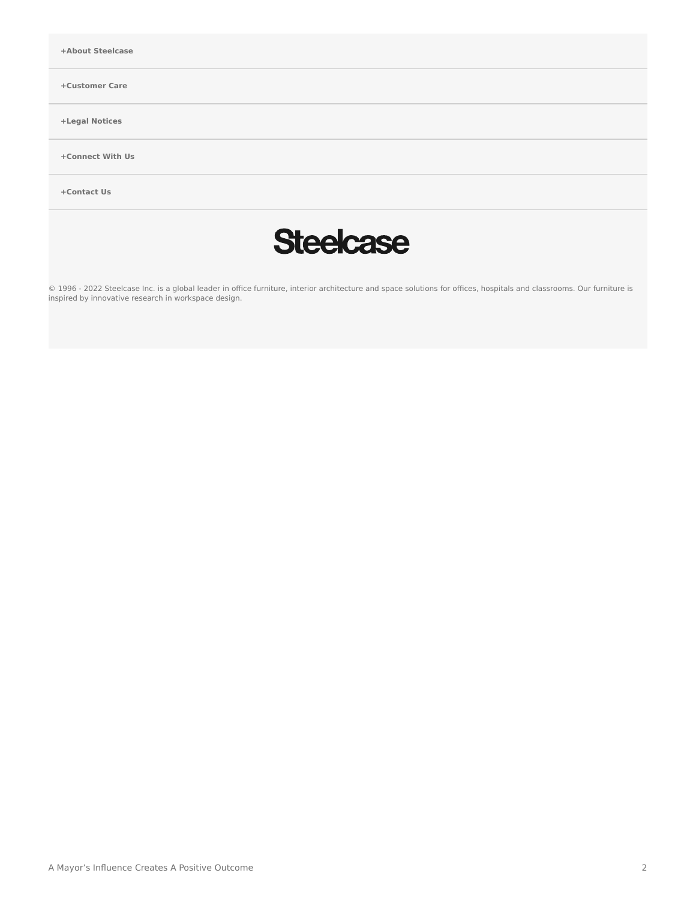+About Steelcase

+Customer Care

+Legal Notices

+Connect With Us

+Contact Us

Steelcase

© 1996 - 2022 Steelcase Inc. is a global leader in office furniture, interior architecture and space solutions for offices, hospitals and classrooms. Our furniture is inspired by innovative research in workspace design.